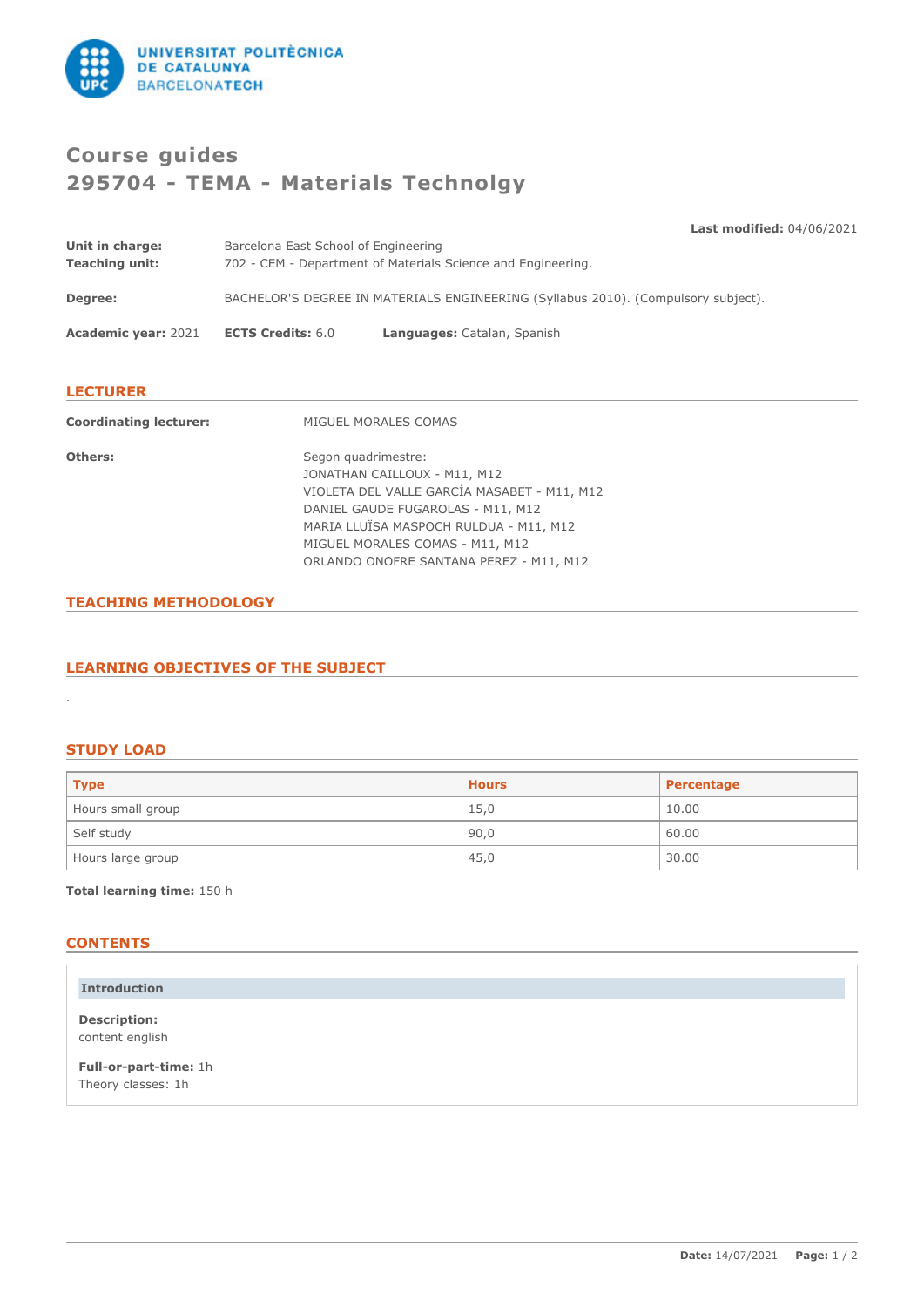# Course guides
# 295704 - TEMA - Materials Technolgy

**Last modified:** 04/06/2021

**Unit in charge:** Barcelona East School of Engineering
**Teaching unit:** 702 - CEM - Department of Materials Science and Engineering.

**Degree:** BACHELOR'S DEGREE IN MATERIALS ENGINEERING (Syllabus 2010). (Compulsory subject).

**Academic year:** 2021 **ECTS Credits:** 6.0 **Languages:** Catalan, Spanish

## LECTURER

**Coordinating lecturer:** MIGUEL MORALES COMAS

**Others:** Segon quadrimestre:
JONATHAN CAILLOUX - M11, M12
VIOLETA DEL VALLE GARCÍA MASABET - M11, M12
DANIEL GAUDE FUGAROLAS - M11, M12
MARIA LLUÏSA MASPOCH RULDUA - M11, M12
MIGUEL MORALES COMAS - M11, M12
ORLANDO ONOFRE SANTANA PEREZ - M11, M12

## TEACHING METHODOLOGY

## LEARNING OBJECTIVES OF THE SUBJECT

.

## STUDY LOAD

| Type | Hours | Percentage |
|---|---|---|
| Hours small group | 15,0 | 10.00 |
| Self study | 90,0 | 60.00 |
| Hours large group | 45,0 | 30.00 |

**Total learning time:** 150 h

## CONTENTS

### Introduction

**Description:**
content english

**Full-or-part-time:** 1h
Theory classes: 1h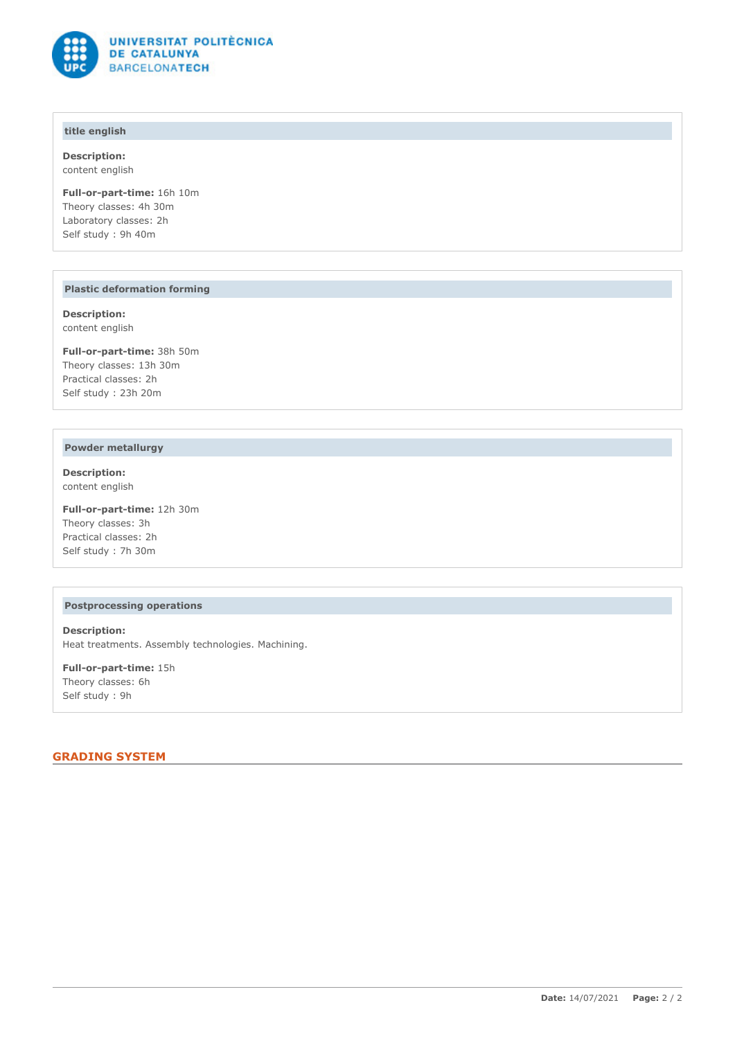### title english

**Description:**
content english

**Full-or-part-time:** 16h 10m
Theory classes: 4h 30m
Laboratory classes: 2h
Self study : 9h 40m

### Plastic deformation forming

**Description:**
content english

**Full-or-part-time:** 38h 50m
Theory classes: 13h 30m
Practical classes: 2h
Self study : 23h 20m

### Powder metallurgy

**Description:**
content english

**Full-or-part-time:** 12h 30m
Theory classes: 3h
Practical classes: 2h
Self study : 7h 30m

### Postprocessing operations

**Description:**
Heat treatments. Assembly technologies. Machining.

**Full-or-part-time:** 15h
Theory classes: 6h
Self study : 9h

## GRADING SYSTEM